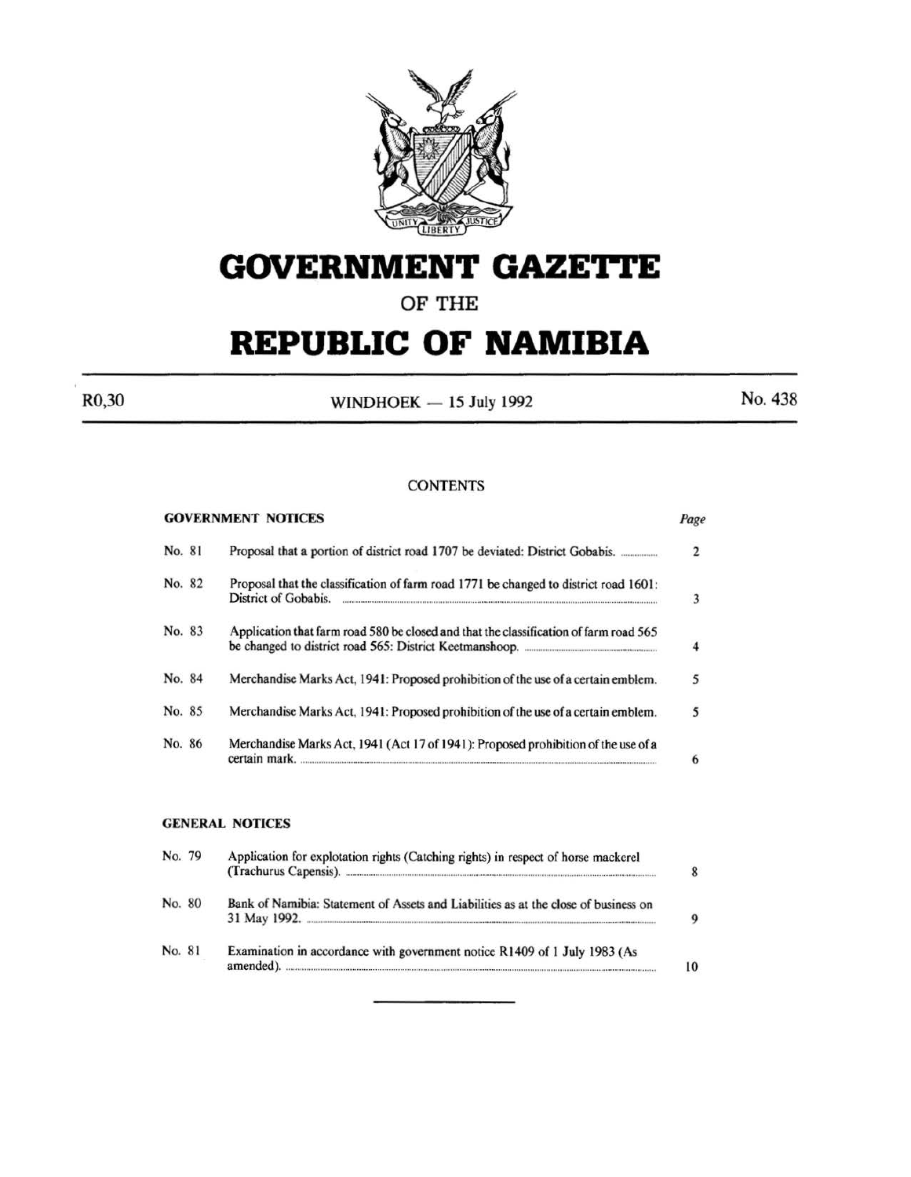# GOVERNMENT GAZETTE

OF THE

# REPUBLIC OF NAMIBIA

R0,30 WINDHOEK — 15 July 1992 No. 438

CONTENTS

**GOVERNMENT NOTICES**

| | | Page |
|---|---|---|
| No. 81 | Proposal that a portion of district road 1707 be deviated: District Gobabis. | 2 |
| No. 82 | Proposal that the classification of farm road 1771 be changed to district road 1601: District of Gobabis. | 3 |
| No. 83 | Application that farm road 580 be closed and that the classification of farm road 565 be changed to district road 565: District Keetmanshoop. | 4 |
| No. 84 | Merchandise Marks Act, 1941: Proposed prohibition of the use of a certain emblem. | 5 |
| No. 85 | Merchandise Marks Act, 1941: Proposed prohibition of the use of a certain emblem. | 5 |
| No. 86 | Merchandise Marks Act, 1941 (Act 17 of 1941): Proposed prohibition of the use of a certain mark. | 6 |

**GENERAL NOTICES**

| | | |
|---|---|---|
| No. 79 | Application for explotation rights (Catching rights) in respect of horse mackerel (Trachurus Capensis). | 8 |
| No. 80 | Bank of Namibia: Statement of Assets and Liabilities as at the close of business on 31 May 1992. | 9 |
| No. 81 | Examination in accordance with government notice R1409 of 1 July 1983 (As amended). | 10 |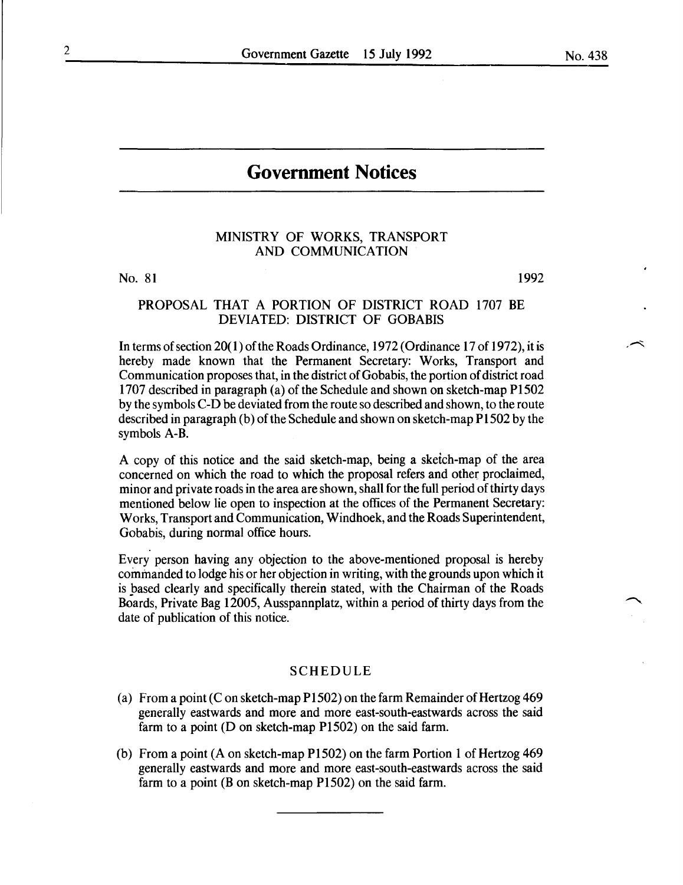# Government Notices

## MINISTRY OF WORKS, TRANSPORT AND COMMUNICATION

No. 81 1992

### PROPOSAL THAT A PORTION OF DISTRICT ROAD 1707 BE DEVIATED: DISTRICT OF GOBABIS

In terms of section 20(1) of the Roads Ordinance, 1972 (Ordinance 17 of 1972), it is hereby made known that the Permanent Secretary: Works, Transport and Communication proposes that, in the district of Gobabis, the portion of district road 1707 described in paragraph (a) of the Schedule and shown on sketch-map P1502 by the symbols C-D be deviated from the route so described and shown, to the route described in paragraph (b) of the Schedule and shown on sketch-map P1502 by the symbols A-B.

A copy of this notice and the said sketch-map, being a sketch-map of the area concerned on which the road to which the proposal refers and other proclaimed, minor and private roads in the area are shown, shall for the full period of thirty days mentioned below lie open to inspection at the offices of the Permanent Secretary: Works, Transport and Communication, Windhoek, and the Roads Superintendent, Gobabis, during normal office hours.

Every person having any objection to the above-mentioned proposal is hereby commanded to lodge his or her objection in writing, with the grounds upon which it is based clearly and specifically therein stated, with the Chairman of the Roads Boards, Private Bag 12005, Ausspannplatz, within a period of thirty days from the date of publication of this notice.

### SCHEDULE

(a) From a point (C on sketch-map P1502) on the farm Remainder of Hertzog 469 generally eastwards and more and more east-south-eastwards across the said farm to a point (D on sketch-map P1502) on the said farm.

(b) From a point (A on sketch-map P1502) on the farm Portion 1 of Hertzog 469 generally eastwards and more and more east-south-eastwards across the said farm to a point (B on sketch-map P1502) on the said farm.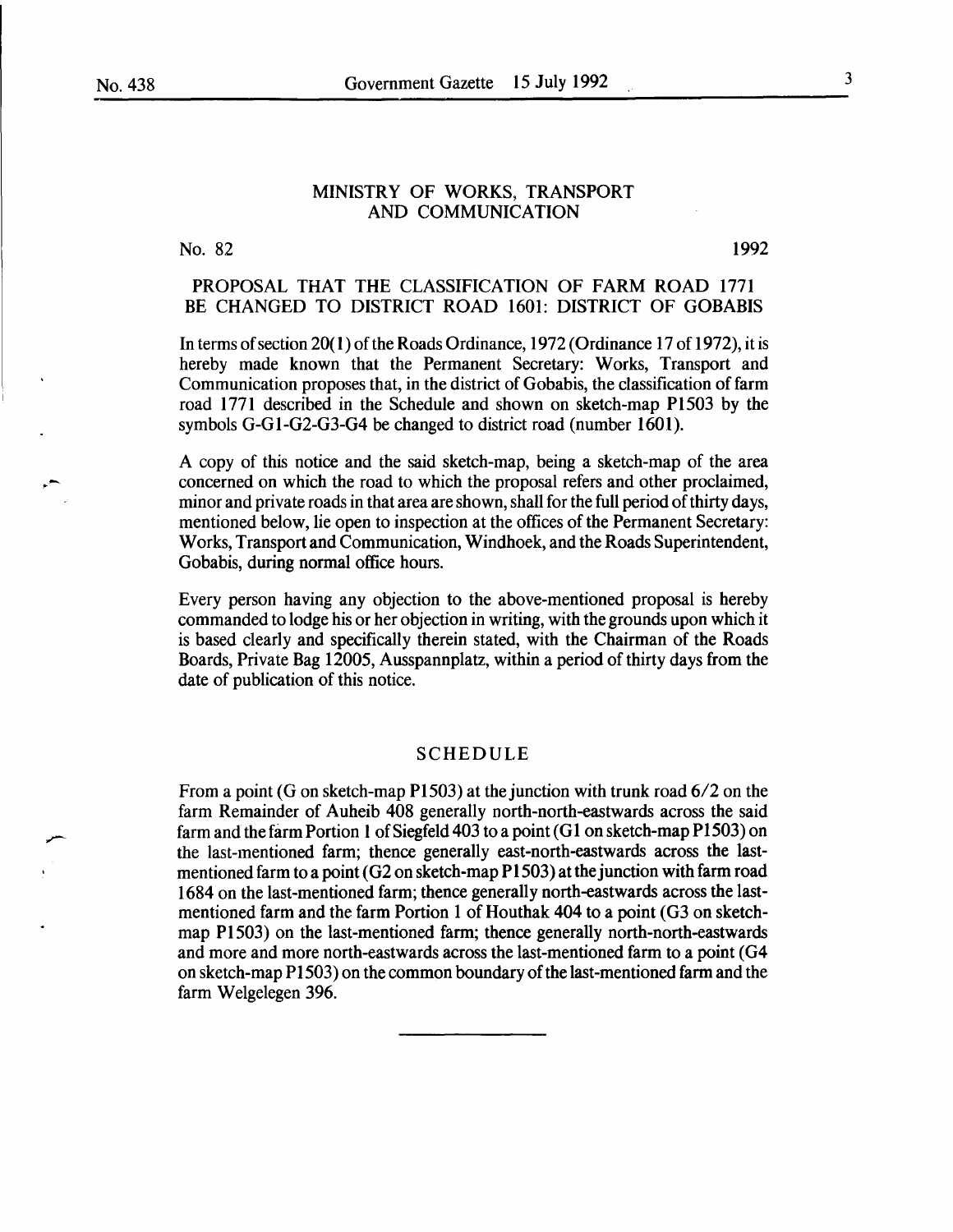## MINISTRY OF WORKS, TRANSPORT AND COMMUNICATION

No. 82 1992

### PROPOSAL THAT THE CLASSIFICATION OF FARM ROAD 1771 BE CHANGED TO DISTRICT ROAD 1601: DISTRICT OF GOBABIS

In terms of section 20(1) of the Roads Ordinance, 1972 (Ordinance 17 of 1972), it is hereby made known that the Permanent Secretary: Works, Transport and Communication proposes that, in the district of Gobabis, the classification of farm road 1771 described in the Schedule and shown on sketch-map P1503 by the symbols G-G1-G2-G3-G4 be changed to district road (number 1601).

A copy of this notice and the said sketch-map, being a sketch-map of the area concerned on which the road to which the proposal refers and other proclaimed, minor and private roads in that area are shown, shall for the full period of thirty days, mentioned below, lie open to inspection at the offices of the Permanent Secretary: Works, Transport and Communication, Windhoek, and the Roads Superintendent, Gobabis, during normal office hours.

Every person having any objection to the above-mentioned proposal is hereby commanded to lodge his or her objection in writing, with the grounds upon which it is based clearly and specifically therein stated, with the Chairman of the Roads Boards, Private Bag 12005, Ausspannplatz, within a period of thirty days from the date of publication of this notice.

### SCHEDULE

From a point (G on sketch-map P1503) at the junction with trunk road 6/2 on the farm Remainder of Auheib 408 generally north-north-eastwards across the said farm and the farm Portion 1 of Siegfeld 403 to a point (G1 on sketch-map P1503) on the last-mentioned farm; thence generally east-north-eastwards across the last-mentioned farm to a point (G2 on sketch-map P1503) at the junction with farm road 1684 on the last-mentioned farm; thence generally north-eastwards across the last-mentioned farm and the farm Portion 1 of Houthak 404 to a point (G3 on sketch-map P1503) on the last-mentioned farm; thence generally north-north-eastwards and more and more north-eastwards across the last-mentioned farm to a point (G4 on sketch-map P1503) on the common boundary of the last-mentioned farm and the farm Welgelegen 396.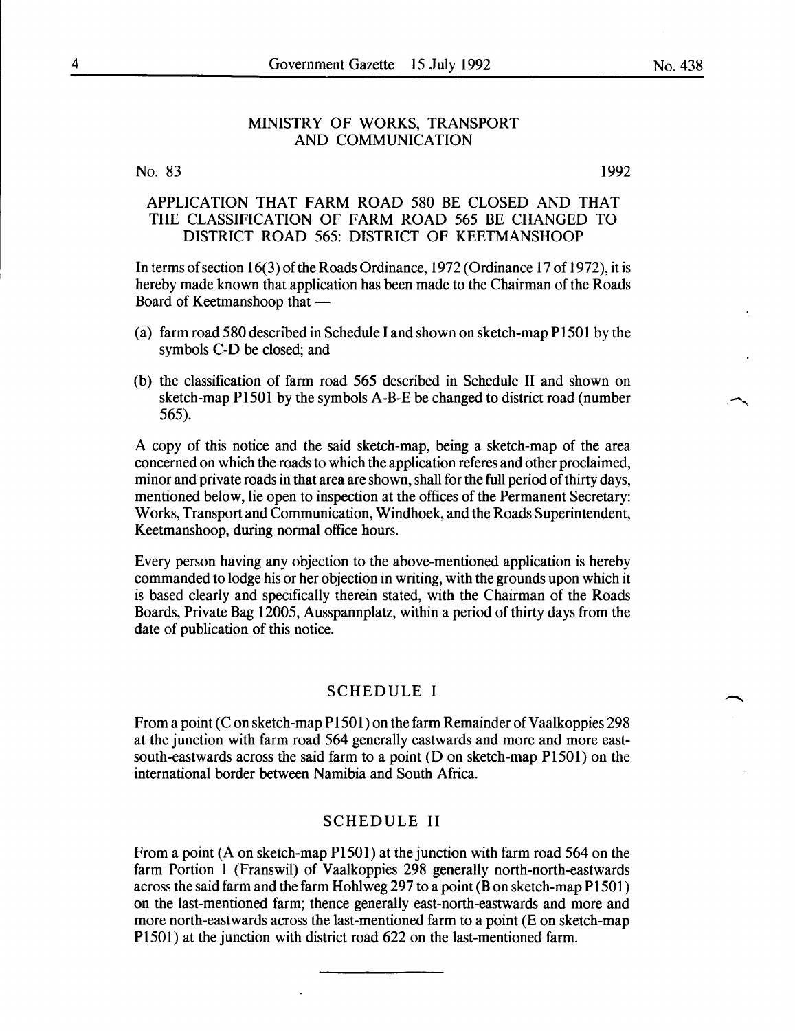## MINISTRY OF WORKS, TRANSPORT AND COMMUNICATION

No. 83 1992

### APPLICATION THAT FARM ROAD 580 BE CLOSED AND THAT THE CLASSIFICATION OF FARM ROAD 565 BE CHANGED TO DISTRICT ROAD 565: DISTRICT OF KEETMANSHOOP

In terms of section 16(3) of the Roads Ordinance, 1972 (Ordinance 17 of 1972), it is hereby made known that application has been made to the Chairman of the Roads Board of Keetmanshoop that —

(a) farm road 580 described in Schedule I and shown on sketch-map P1501 by the symbols C-D be closed; and

(b) the classification of farm road 565 described in Schedule II and shown on sketch-map P1501 by the symbols A-B-E be changed to district road (number 565).

A copy of this notice and the said sketch-map, being a sketch-map of the area concerned on which the roads to which the application referes and other proclaimed, minor and private roads in that area are shown, shall for the full period of thirty days, mentioned below, lie open to inspection at the offices of the Permanent Secretary: Works, Transport and Communication, Windhoek, and the Roads Superintendent, Keetmanshoop, during normal office hours.

Every person having any objection to the above-mentioned application is hereby commanded to lodge his or her objection in writing, with the grounds upon which it is based clearly and specifically therein stated, with the Chairman of the Roads Boards, Private Bag 12005, Ausspannplatz, within a period of thirty days from the date of publication of this notice.

#### SCHEDULE I

From a point (C on sketch-map P1501) on the farm Remainder of Vaalkoppies 298 at the junction with farm road 564 generally eastwards and more and more east-south-eastwards across the said farm to a point (D on sketch-map P1501) on the international border between Namibia and South Africa.

#### SCHEDULE II

From a point (A on sketch-map P1501) at the junction with farm road 564 on the farm Portion 1 (Franswil) of Vaalkoppies 298 generally north-north-eastwards across the said farm and the farm Hohlweg 297 to a point (B on sketch-map P1501) on the last-mentioned farm; thence generally east-north-eastwards and more and more north-eastwards across the last-mentioned farm to a point (E on sketch-map P1501) at the junction with district road 622 on the last-mentioned farm.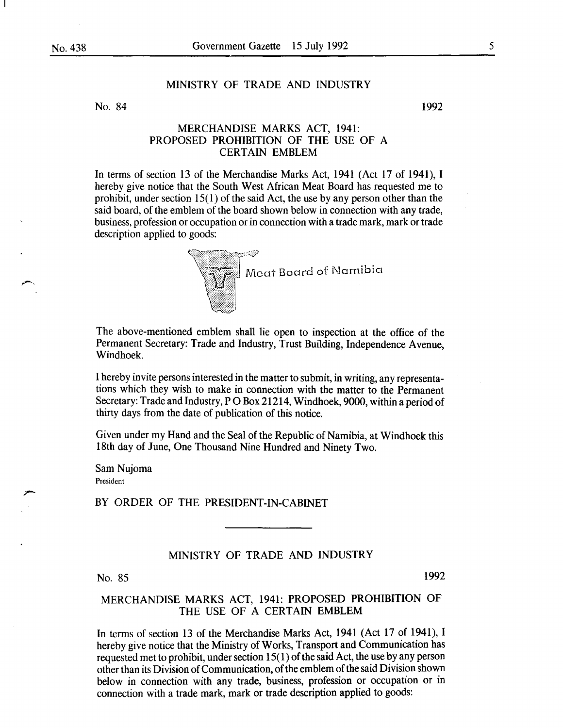MINISTRY OF TRADE AND INDUSTRY

No. 84 1992

## MERCHANDISE MARKS ACT, 1941: PROPOSED PROHIBITION OF THE USE OF A CERTAIN EMBLEM

In terms of section 13 of the Merchandise Marks Act, 1941 (Act 17 of 1941), I hereby give notice that the South West African Meat Board has requested me to prohibit, under section 15(1) of the said Act, the use by any person other than the said board, of the emblem of the board shown below in connection with any trade, business, profession or occupation or in connection with a trade mark, mark or trade description applied to goods:

Meat Board of Namibia

The above-mentioned emblem shall lie open to inspection at the office of the Permanent Secretary: Trade and Industry, Trust Building, Independence Avenue, Windhoek.

I hereby invite persons interested in the matter to submit, in writing, any representations which they wish to make in connection with the matter to the Permanent Secretary: Trade and Industry, P O Box 21214, Windhoek, 9000, within a period of thirty days from the date of publication of this notice.

Given under my Hand and the Seal of the Republic of Namibia, at Windhoek this 18th day of June, One Thousand Nine Hundred and Ninety Two.

Sam Nujoma
President

BY ORDER OF THE PRESIDENT-IN-CABINET

---

MINISTRY OF TRADE AND INDUSTRY

No. 85 1992

## MERCHANDISE MARKS ACT, 1941: PROPOSED PROHIBITION OF THE USE OF A CERTAIN EMBLEM

In terms of section 13 of the Merchandise Marks Act, 1941 (Act 17 of 1941), I hereby give notice that the Ministry of Works, Transport and Communication has requested met to prohibit, under section 15(1) of the said Act, the use by any person other than its Division of Communication, of the emblem of the said Division shown below in connection with any trade, business, profession or occupation or in connection with a trade mark, mark or trade description applied to goods: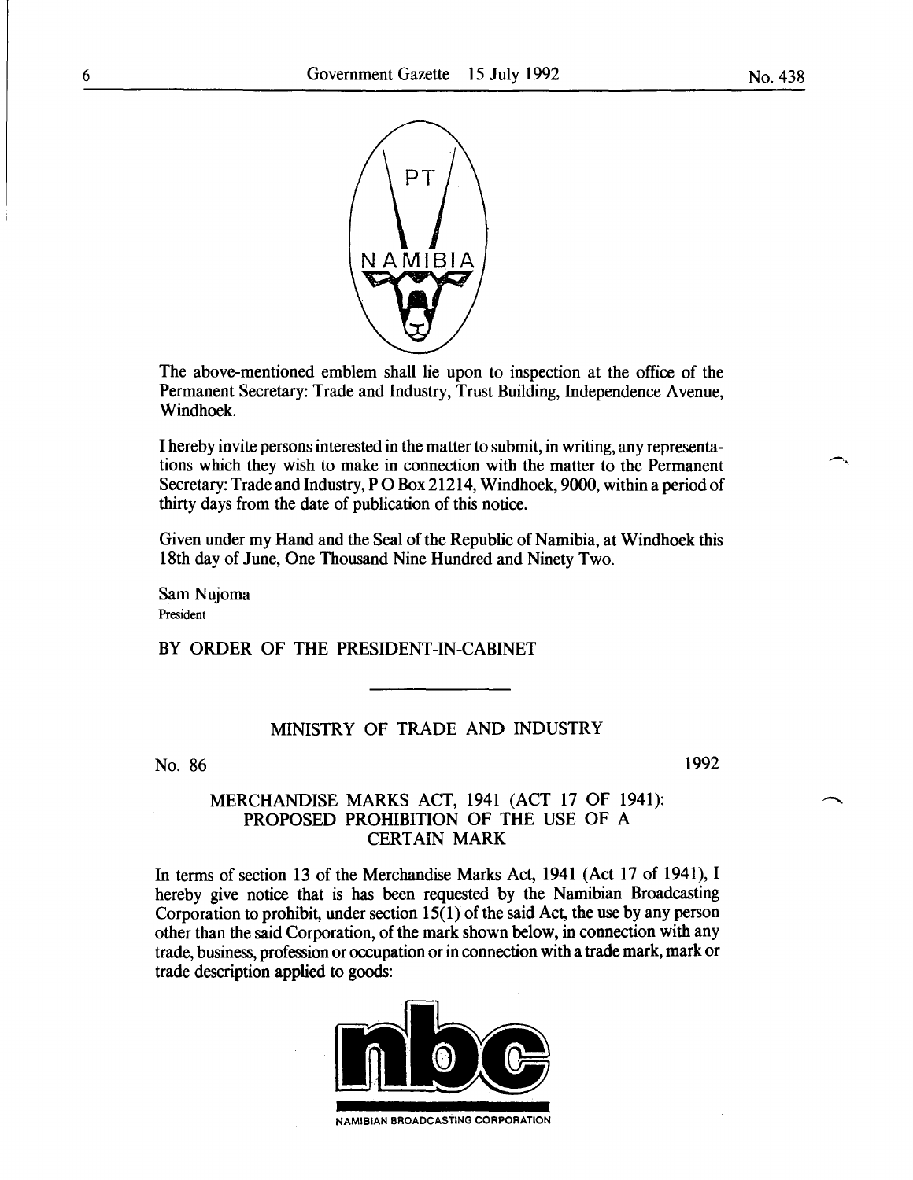The above-mentioned emblem shall lie upon to inspection at the office of the Permanent Secretary: Trade and Industry, Trust Building, Independence Avenue, Windhoek.

I hereby invite persons interested in the matter to submit, in writing, any representations which they wish to make in connection with the matter to the Permanent Secretary: Trade and Industry, P O Box 21214, Windhoek, 9000, within a period of thirty days from the date of publication of this notice.

Given under my Hand and the Seal of the Republic of Namibia, at Windhoek this 18th day of June, One Thousand Nine Hundred and Ninety Two.

Sam Nujoma
President

BY ORDER OF THE PRESIDENT-IN-CABINET

---

## MINISTRY OF TRADE AND INDUSTRY

No. 86 1992

### MERCHANDISE MARKS ACT, 1941 (ACT 17 OF 1941): PROPOSED PROHIBITION OF THE USE OF A CERTAIN MARK

In terms of section 13 of the Merchandise Marks Act, 1941 (Act 17 of 1941), I hereby give notice that is has been requested by the Namibian Broadcasting Corporation to prohibit, under section 15(1) of the said Act, the use by any person other than the said Corporation, of the mark shown below, in connection with any trade, business, profession or occupation or in connection with a trade mark, mark or trade description applied to goods: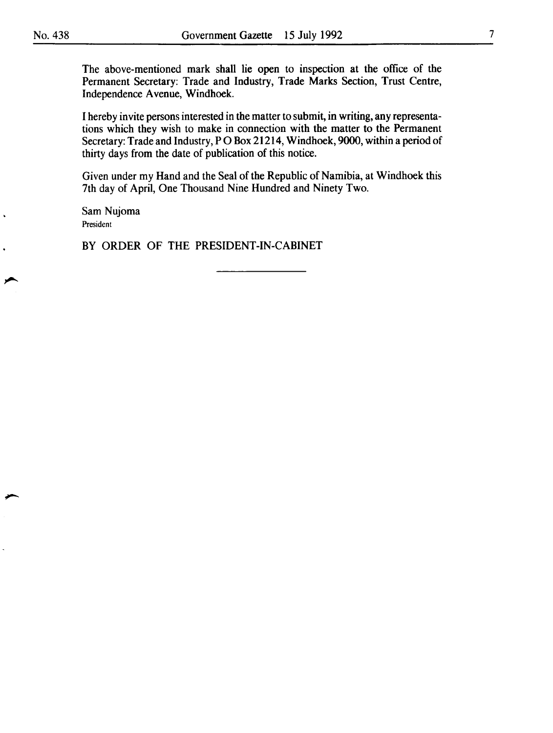The above-mentioned mark shall lie open to inspection at the office of the Permanent Secretary: Trade and Industry, Trade Marks Section, Trust Centre, Independence Avenue, Windhoek.

I hereby invite persons interested in the matter to submit, in writing, any representations which they wish to make in connection with the matter to the Permanent Secretary: Trade and Industry, P O Box 21214, Windhoek, 9000, within a period of thirty days from the date of publication of this notice.

Given under my Hand and the Seal of the Republic of Namibia, at Windhoek this 7th day of April, One Thousand Nine Hundred and Ninety Two.

Sam Nujoma
President

BY ORDER OF THE PRESIDENT-IN-CABINET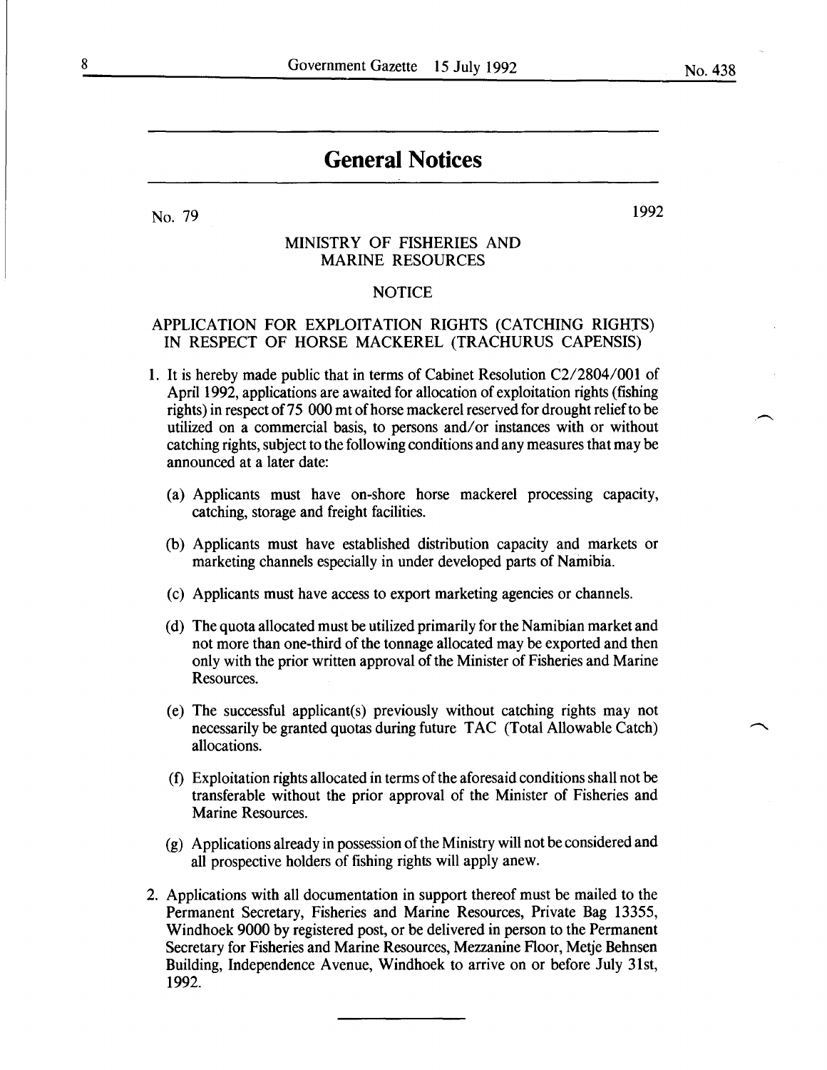## General Notices

No. 79 1992

MINISTRY OF FISHERIES AND MARINE RESOURCES

NOTICE

APPLICATION FOR EXPLOITATION RIGHTS (CATCHING RIGHTS) IN RESPECT OF HORSE MACKEREL (TRACHURUS CAPENSIS)

1. It is hereby made public that in terms of Cabinet Resolution C2/2804/001 of April 1992, applications are awaited for allocation of exploitation rights (fishing rights) in respect of 75 000 mt of horse mackerel reserved for drought relief to be utilized on a commercial basis, to persons and/or instances with or without catching rights, subject to the following conditions and any measures that may be announced at a later date:

   (a) Applicants must have on-shore horse mackerel processing capacity, catching, storage and freight facilities.

   (b) Applicants must have established distribution capacity and markets or marketing channels especially in under developed parts of Namibia.

   (c) Applicants must have access to export marketing agencies or channels.

   (d) The quota allocated must be utilized primarily for the Namibian market and not more than one-third of the tonnage allocated may be exported and then only with the prior written approval of the Minister of Fisheries and Marine Resources.

   (e) The successful applicant(s) previously without catching rights may not necessarily be granted quotas during future TAC (Total Allowable Catch) allocations.

   (f) Exploitation rights allocated in terms of the aforesaid conditions shall not be transferable without the prior approval of the Minister of Fisheries and Marine Resources.

   (g) Applications already in possession of the Ministry will not be considered and all prospective holders of fishing rights will apply anew.

2. Applications with all documentation in support thereof must be mailed to the Permanent Secretary, Fisheries and Marine Resources, Private Bag 13355, Windhoek 9000 by registered post, or be delivered in person to the Permanent Secretary for Fisheries and Marine Resources, Mezzanine Floor, Metje Behnsen Building, Independence Avenue, Windhoek to arrive on or before July 31st, 1992.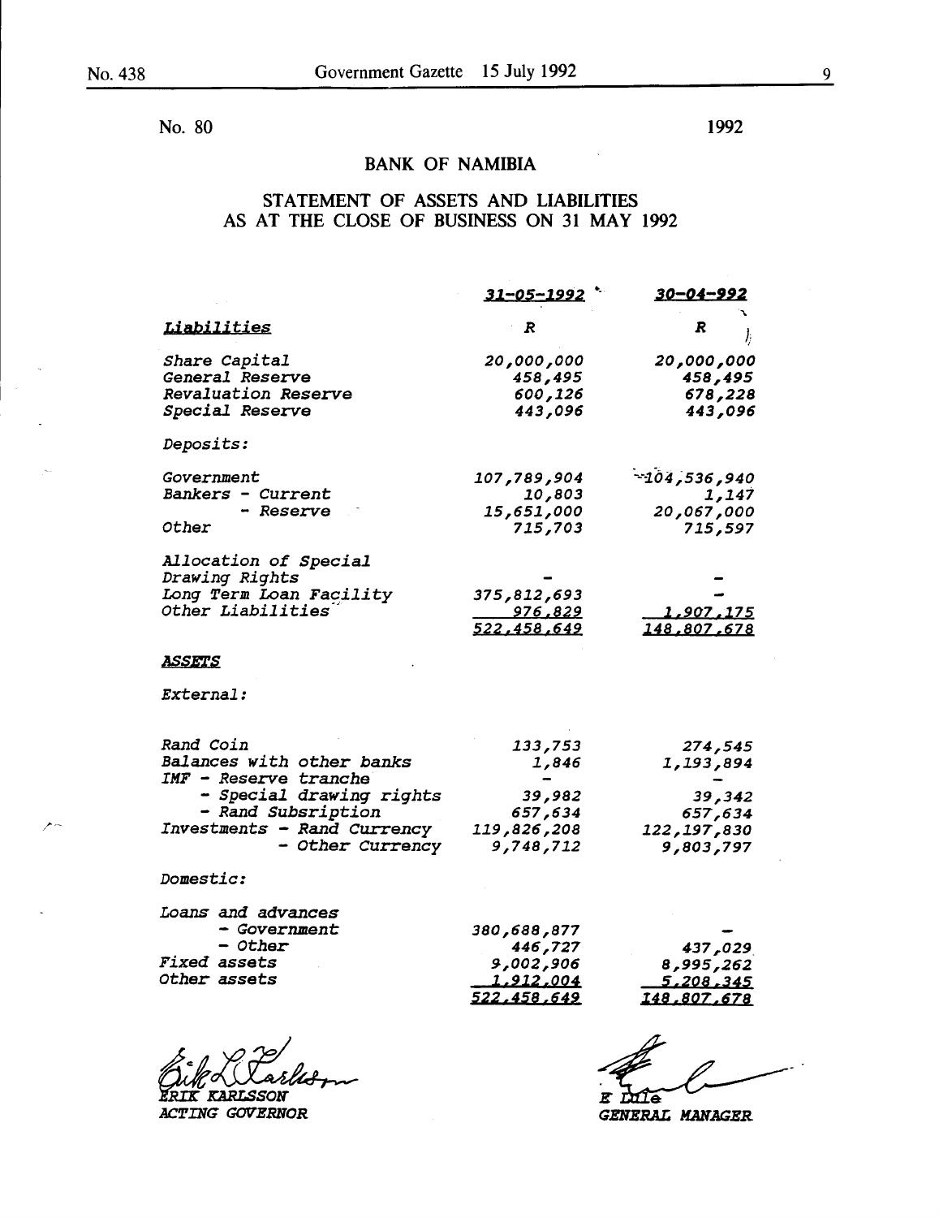No. 80 1992

# BANK OF NAMIBIA

## STATEMENT OF ASSETS AND LIABILITIES AS AT THE CLOSE OF BUSINESS ON 31 MAY 1992

| | 31-05-1992 | 30-04-992 |
|---|---|---|
| ***Liabilities*** | R | R |
| Share Capital | 20,000,000 | 20,000,000 |
| General Reserve | 458,495 | 458,495 |
| Revaluation Reserve | 600,126 | 678,228 |
| Special Reserve | 443,096 | 443,096 |
| *Deposits:* | | |
| Government | 107,789,904 | 104,536,940 |
| Bankers - Current | 10,803 | 1,147 |
| - Reserve | 15,651,000 | 20,067,000 |
| Other | 715,703 | 715,597 |
| Allocation of Special Drawing Rights | - | - |
| Long Term Loan Facility | 375,812,693 | - |
| Other Liabilities | 976,829 | 1,907,175 |
| | 522,458,649 | 148,807,678 |
| ***ASSETS*** | | |
| *External:* | | |
| Rand Coin | 133,753 | 274,545 |
| Balances with other banks | 1,846 | 1,193,894 |
| IMF - Reserve tranche | - | - |
| - Special drawing rights | 39,982 | 39,342 |
| - Rand Subsription | 657,634 | 657,634 |
| Investments - Rand Currency | 119,826,208 | 122,197,830 |
| - Other Currency | 9,748,712 | 9,803,797 |
| *Domestic:* | | |
| Loans and advances | | |
| - Government | 380,688,877 | - |
| - Other | 446,727 | 437,029 |
| Fixed assets | 9,002,906 | 8,995,262 |
| Other assets | 1,912,004 | 5,208,345 |
| | 522,458,649 | 148,807,678 |

ERIK KARLSSON
*ACTING GOVERNOR*

E Lule
*GENERAL MANAGER*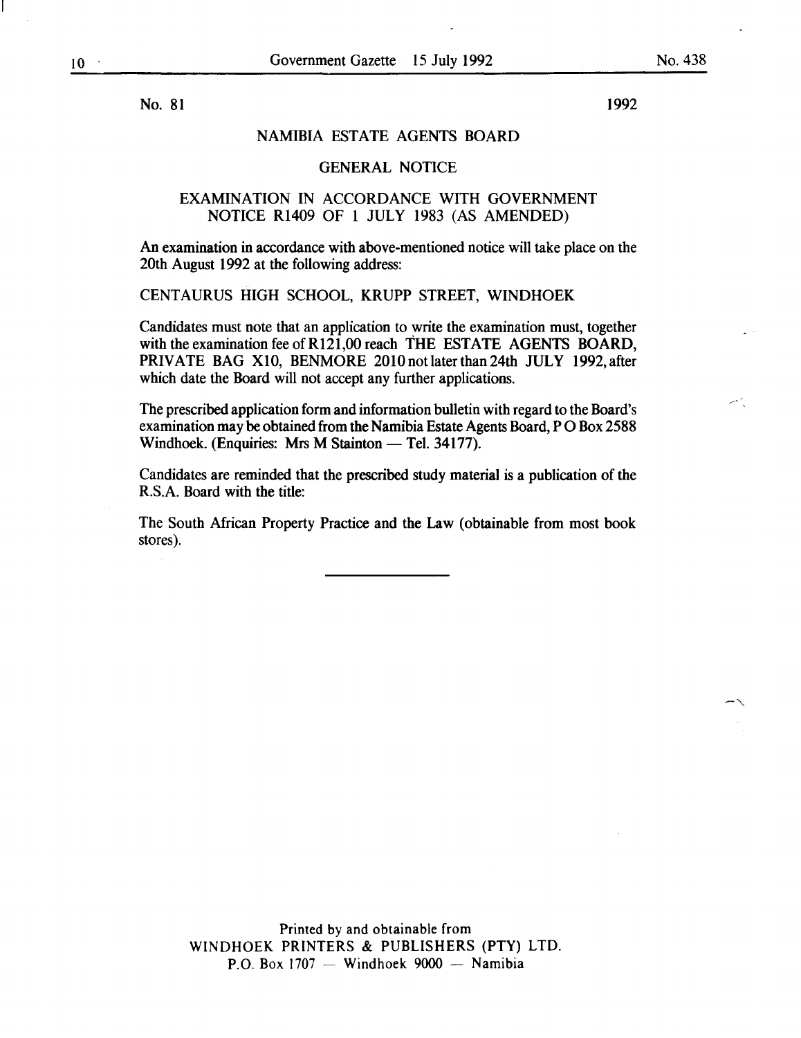No. 81 1992

## NAMIBIA ESTATE AGENTS BOARD

### GENERAL NOTICE

### EXAMINATION IN ACCORDANCE WITH GOVERNMENT NOTICE R1409 OF 1 JULY 1983 (AS AMENDED)

An examination in accordance with above-mentioned notice will take place on the 20th August 1992 at the following address:

CENTAURUS HIGH SCHOOL, KRUPP STREET, WINDHOEK

Candidates must note that an application to write the examination must, together with the examination fee of R121,00 reach THE ESTATE AGENTS BOARD, PRIVATE BAG X10, BENMORE 2010 not later than 24th JULY 1992, after which date the Board will not accept any further applications.

The prescribed application form and information bulletin with regard to the Board's examination may be obtained from the Namibia Estate Agents Board, P O Box 2588 Windhoek. (Enquiries: Mrs M Stainton — Tel. 34177).

Candidates are reminded that the prescribed study material is a publication of the R.S.A. Board with the title:

The South African Property Practice and the Law (obtainable from most book stores).

---

Printed by and obtainable from
WINDHOEK PRINTERS & PUBLISHERS (PTY) LTD.
P.O. Box 1707 — Windhoek 9000 — Namibia